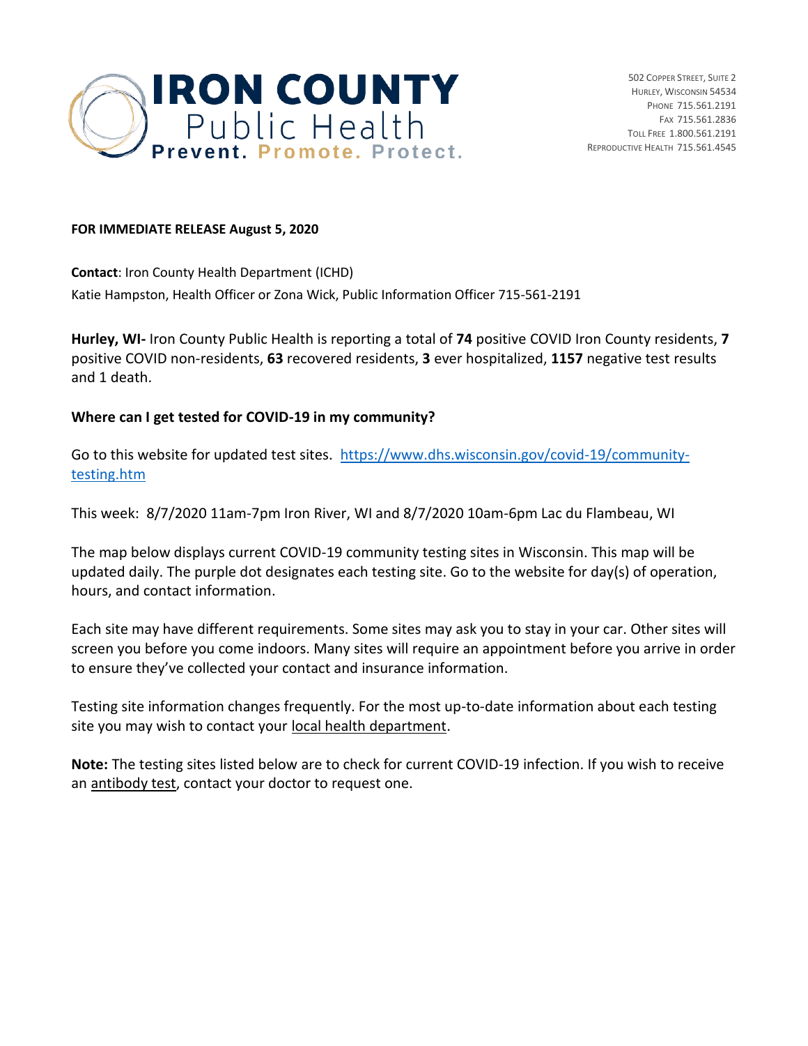**IRON COUNTY**
Public Health
**Prevent. Promote. Protect.**

502 Copper Street, Suite 2
Hurley, Wisconsin 54534
Phone 715.561.2191
Fax 715.561.2836
Toll Free 1.800.561.2191
Reproductive Health 715.561.4545

**FOR IMMEDIATE RELEASE August 5, 2020**

**Contact**: Iron County Health Department (ICHD)
Katie Hampston, Health Officer or Zona Wick, Public Information Officer 715-561-2191

**Hurley, WI-** Iron County Public Health is reporting a total of **74** positive COVID Iron County residents, **7** positive COVID non-residents, **63** recovered residents, **3** ever hospitalized, **1157** negative test results and 1 death.

**Where can I get tested for COVID-19 in my community?**

Go to this website for updated test sites. [https://www.dhs.wisconsin.gov/covid-19/community-testing.htm](https://www.dhs.wisconsin.gov/covid-19/community-testing.htm)

This week: 8/7/2020 11am-7pm Iron River, WI and 8/7/2020 10am-6pm Lac du Flambeau, WI

The map below displays current COVID-19 community testing sites in Wisconsin. This map will be updated daily. The purple dot designates each testing site. Go to the website for day(s) of operation, hours, and contact information.

Each site may have different requirements. Some sites may ask you to stay in your car. Other sites will screen you before you come indoors. Many sites will require an appointment before you arrive in order to ensure they've collected your contact and insurance information.

Testing site information changes frequently. For the most up-to-date information about each testing site you may wish to contact your local health department.

**Note:** The testing sites listed below are to check for current COVID-19 infection. If you wish to receive an antibody test, contact your doctor to request one.